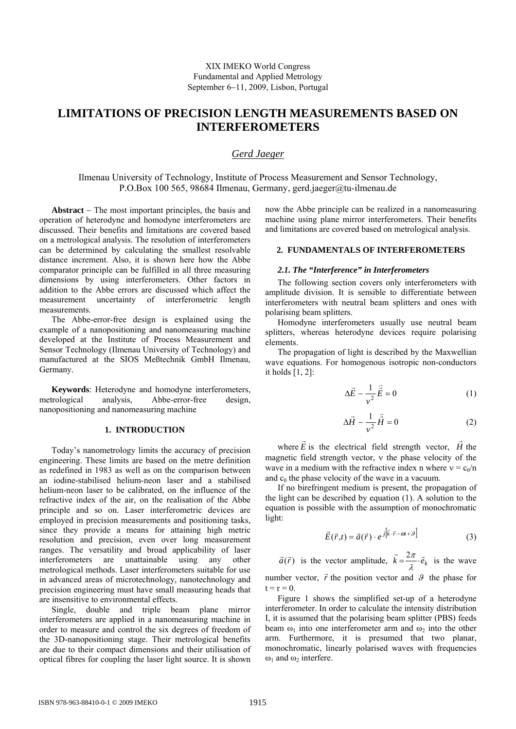XIX IMEKO World Congress
Fundamental and Applied Metrology
September 6−11, 2009, Lisbon, Portugal

# LIMITATIONS OF PRECISION LENGTH MEASUREMENTS BASED ON INTERFEROMETERS

*Gerd Jaeger*

Ilmenau University of Technology, Institute of Process Measurement and Sensor Technology, P.O.Box 100 565, 98684 Ilmenau, Germany, gerd.jaeger@tu-ilmenau.de

**Abstract** − The most important principles, the basis and operation of heterodyne and homodyne interferometers are discussed. Their benefits and limitations are covered based on a metrological analysis. The resolution of interferometers can be determined by calculating the smallest resolvable distance increment. Also, it is shown here how the Abbe comparator principle can be fulfilled in all three measuring dimensions by using interferometers. Other factors in addition to the Abbe errors are discussed which affect the measurement uncertainty of interferometric length measurements.

The Abbe-error-free design is explained using the example of a nanopositioning and nanomeasuring machine developed at the Institute of Process Measurement and Sensor Technology (Ilmenau University of Technology) and manufactured at the SIOS Meßtechnik GmbH Ilmenau, Germany.

**Keywords**: Heterodyne and homodyne interferometers, metrological analysis, Abbe-error-free design, nanopositioning and nanomeasuring machine

## 1. INTRODUCTION

Today's nanometrology limits the accuracy of precision engineering. These limits are based on the metre definition as redefined in 1983 as well as on the comparison between an iodine-stabilised helium-neon laser and a stabilised helium-neon laser to be calibrated, on the influence of the refractive index of the air, on the realisation of the Abbe principle and so on. Laser interferometric devices are employed in precision measurements and positioning tasks, since they provide a means for attaining high metric resolution and precision, even over long measurement ranges. The versatility and broad applicability of laser interferometers are unattainable using any other metrological methods. Laser interferometers suitable for use in advanced areas of microtechnology, nanotechnology and precision engineering must have small measuring heads that are insensitive to environmental effects.

Single, double and triple beam plane mirror interferometers are applied in a nanomeasuring machine in order to measure and control the six degrees of freedom of the 3D-nanopositioning stage. Their metrological benefits are due to their compact dimensions and their utilisation of optical fibres for coupling the laser light source. It is shown now the Abbe principle can be realized in a nanomeasuring machine using plane mirror interferometers. Their benefits and limitations are covered based on metrological analysis.

## 2. FUNDAMENTALS OF INTERFEROMETERS

### *2.1. The "Interference" in Interferometers*

The following section covers only interferometers with amplitude division. It is sensible to differentiate between interferometers with neutral beam splitters and ones with polarising beam splitters.

Homodyne interferometers usually use neutral beam splitters, whereas heterodyne devices require polarising elements.

The propagation of light is described by the Maxwellian wave equations. For homogenous isotropic non-conductors it holds [1, 2]:

$$\Delta\vec{E} - \frac{1}{v^2}\ddot{\vec{E}} = 0 \tag{1}$$

$$\Delta\vec{H} - \frac{1}{v^2}\ddot{\vec{H}} = 0 \tag{2}$$

where $\vec{E}$ is the electrical field strength vector, $\vec{H}$ the magnetic field strength vector, $v$ the phase velocity of the wave in a medium with the refractive index n where $v = c_0/n$ and $c_0$ the phase velocity of the wave in a vacuum.

If no birefringent medium is present, the propagation of the light can be described by equation (1). A solution to the equation is possible with the assumption of monochromatic light:

$$\vec{E}(\vec{r},t) = \vec{a}(\vec{r}) \cdot e^{j\left[\vec{k}\cdot\vec{r} - \omega t + \vartheta\right]} \tag{3}$$

$\vec{a}(\vec{r})$ is the vector amplitude, $\vec{k} = \frac{2\pi}{\lambda}\cdot\vec{e}_k$ is the wave number vector, $\vec{r}$ the position vector and $\vartheta$ the phase for $t = r = 0$.

Figure 1 shows the simplified set-up of a heterodyne interferometer. In order to calculate the intensity distribution I, it is assumed that the polarising beam splitter (PBS) feeds beam $\omega_1$ into one interferometer arm and $\omega_2$ into the other arm. Furthermore, it is presumed that two planar, monochromatic, linearly polarised waves with frequencies $\omega_1$ and $\omega_2$ interfere.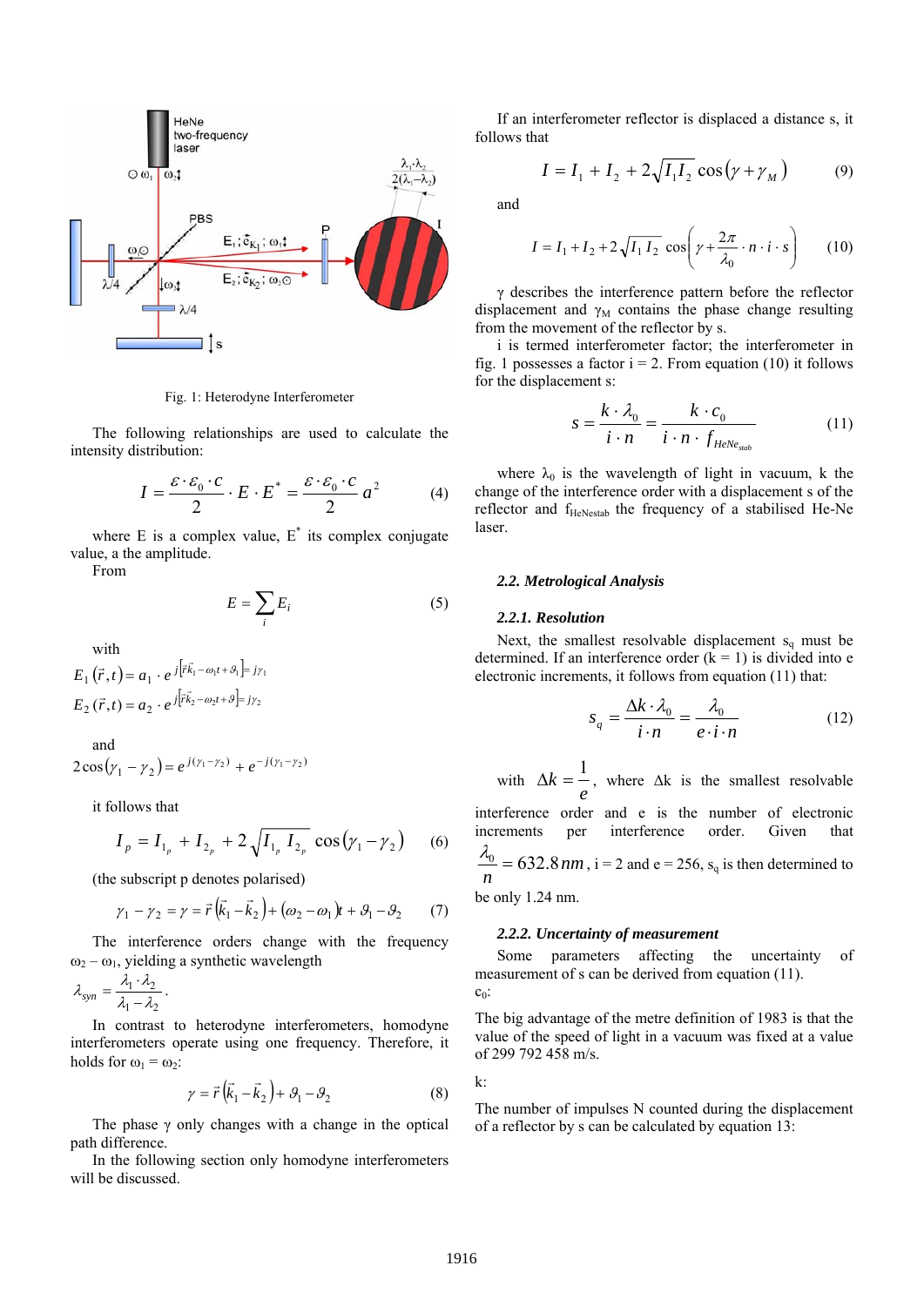Fig. 1: Heterodyne Interferometer

The following relationships are used to calculate the intensity distribution:

$$I = \frac{\varepsilon \cdot \varepsilon_0 \cdot c}{2} \cdot E \cdot E^* = \frac{\varepsilon \cdot \varepsilon_0 \cdot c}{2} a^2 \qquad (4)$$

where E is a complex value, $E^*$ its complex conjugate value, a the amplitude.

From

$$E = \sum_i E_i \qquad (5)$$

with

$$E_1(\vec{r},t) = a_1 \cdot e^{j\left[\vec{r}\vec{k}_1 - \omega_1 t + \vartheta_1\right]} = j\gamma_1$$

$$E_2(\vec{r},t) = a_2 \cdot e^{j\left[\vec{r}\vec{k}_2 - \omega_2 t + \vartheta\right]} = j\gamma_2$$

and

$$2\cos(\gamma_1 - \gamma_2) = e^{j(\gamma_1 - \gamma_2)} + e^{-j(\gamma_1 - \gamma_2)}$$

it follows that

$$I_p = I_{1_p} + I_{2_p} + 2\sqrt{I_{1_p} I_{2_p}} \cos(\gamma_1 - \gamma_2) \qquad (6)$$

(the subscript p denotes polarised)

$$\gamma_1 - \gamma_2 = \gamma = \vec{r}\left(\vec{k}_1 - \vec{k}_2\right) + (\omega_2 - \omega_1)t + \vartheta_1 - \vartheta_2 \qquad (7)$$

The interference orders change with the frequency $\omega_2 - \omega_1$, yielding a synthetic wavelength $\lambda_{syn} = \frac{\lambda_1 \cdot \lambda_2}{\lambda_1 - \lambda_2}$.

In contrast to heterodyne interferometers, homodyne interferometers operate using one frequency. Therefore, it holds for $\omega_1 = \omega_2$:

$$\gamma = \vec{r}\left(\vec{k}_1 - \vec{k}_2\right) + \vartheta_1 - \vartheta_2 \qquad (8)$$

The phase $\gamma$ only changes with a change in the optical path difference.

In the following section only homodyne interferometers will be discussed.

If an interferometer reflector is displaced a distance s, it follows that

$$I = I_1 + I_2 + 2\sqrt{I_1 I_2}\cos(\gamma + \gamma_M) \qquad (9)$$

and

$$I = I_1 + I_2 + 2\sqrt{I_1 I_2}\cos\left(\gamma + \frac{2\pi}{\lambda_0} \cdot n \cdot i \cdot s\right) \qquad (10)$$

$\gamma$ describes the interference pattern before the reflector displacement and $\gamma_M$ contains the phase change resulting from the movement of the reflector by s.

i is termed interferometer factor; the interferometer in fig. 1 possesses a factor i = 2. From equation (10) it follows for the displacement s:

$$s = \frac{k \cdot \lambda_0}{i \cdot n} = \frac{k \cdot c_0}{i \cdot n \cdot f_{HeNe_{stab}}} \qquad (11)$$

where $\lambda_0$ is the wavelength of light in vacuum, k the change of the interference order with a displacement s of the reflector and $f_{HeNestab}$ the frequency of a stabilised He-Ne laser.

### 2.2. Metrological Analysis

#### 2.2.1. Resolution

Next, the smallest resolvable displacement $s_q$ must be determined. If an interference order (k = 1) is divided into e electronic increments, it follows from equation (11) that:

$$s_q = \frac{\Delta k \cdot \lambda_0}{i \cdot n} = \frac{\lambda_0}{e \cdot i \cdot n} \qquad (12)$$

with $\Delta k = \frac{1}{e}$, where $\Delta k$ is the smallest resolvable interference order and e is the number of electronic increments per interference order. Given that $\frac{\lambda_0}{n} = 632.8\,nm$, i = 2 and e = 256, $s_q$ is then determined to be only 1.24 nm.

#### 2.2.2. Uncertainty of measurement

Some parameters affecting the uncertainty of measurement of s can be derived from equation (11).

$c_0$:

The big advantage of the metre definition of 1983 is that the value of the speed of light in a vacuum was fixed at a value of 299 792 458 m/s.

k:

The number of impulses N counted during the displacement of a reflector by s can be calculated by equation 13: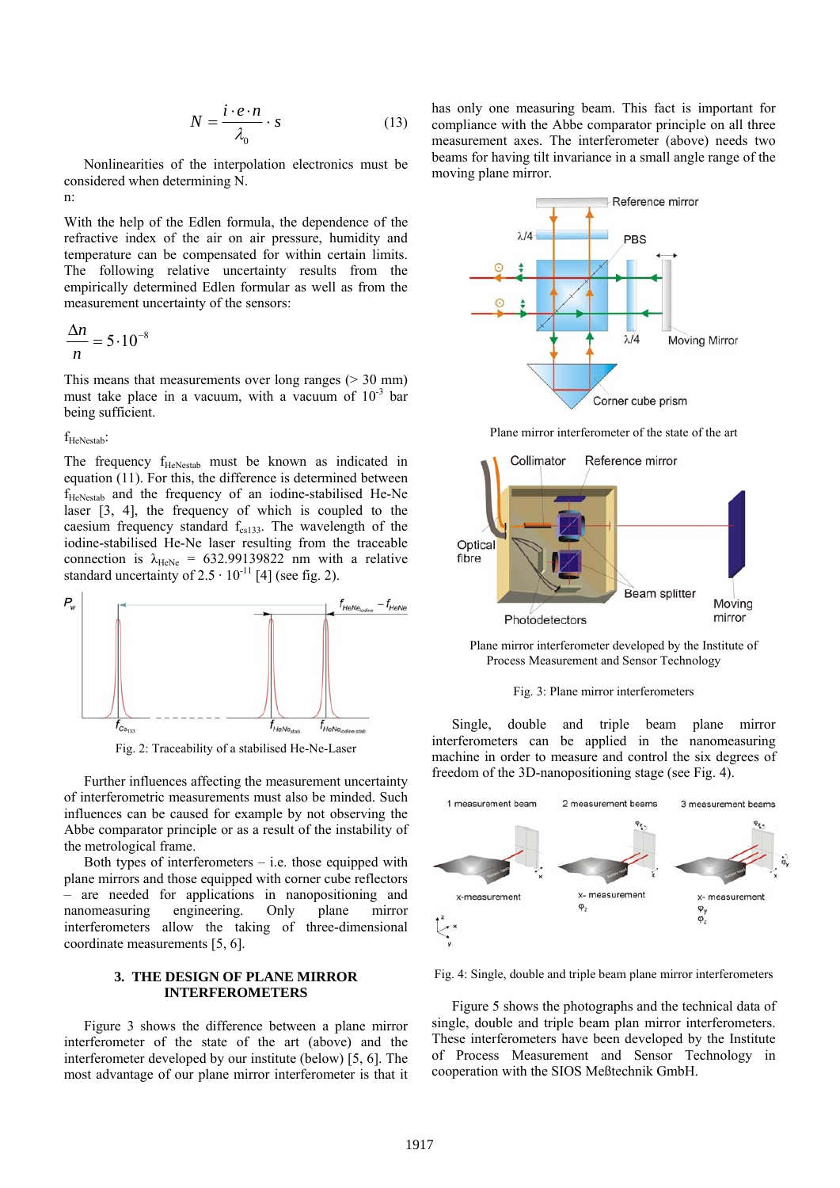$$N = \frac{i \cdot e \cdot n}{\lambda_0} \cdot s \tag{13}$$

Nonlinearities of the interpolation electronics must be considered when determining N.

n:

With the help of the Edlen formula, the dependence of the refractive index of the air on air pressure, humidity and temperature can be compensated for within certain limits. The following relative uncertainty results from the empirically determined Edlen formular as well as from the measurement uncertainty of the sensors:

$$\frac{\Delta n}{n} = 5 \cdot 10^{-8}$$

This means that measurements over long ranges (> 30 mm) must take place in a vacuum, with a vacuum of $10^{-3}$ bar being sufficient.

$f_{HeNestab}$:

The frequency $f_{HeNestab}$ must be known as indicated in equation (11). For this, the difference is determined between $f_{HeNestab}$ and the frequency of an iodine-stabilised He-Ne laser [3, 4], the frequency of which is coupled to the caesium frequency standard $f_{cs133}$. The wavelength of the iodine-stabilised He-Ne laser resulting from the traceable connection is $\lambda_{HeNe}$ = 632.99139822 nm with a relative standard uncertainty of $2.5 \cdot 10^{-11}$ [4] (see fig. 2).

Fig. 2: Traceability of a stabilised He-Ne-Laser

Further influences affecting the measurement uncertainty of interferometric measurements must also be minded. Such influences can be caused for example by not observing the Abbe comparator principle or as a result of the instability of the metrological frame.

Both types of interferometers – i.e. those equipped with plane mirrors and those equipped with corner cube reflectors – are needed for applications in nanopositioning and nanomeasuring engineering. Only plane mirror interferometers allow the taking of three-dimensional coordinate measurements [5, 6].

## 3. THE DESIGN OF PLANE MIRROR INTERFEROMETERS

Figure 3 shows the difference between a plane mirror interferometer of the state of the art (above) and the interferometer developed by our institute (below) [5, 6]. The most advantage of our plane mirror interferometer is that it has only one measuring beam. This fact is important for compliance with the Abbe comparator principle on all three measurement axes. The interferometer (above) needs two beams for having tilt invariance in a small angle range of the moving plane mirror.

Plane mirror interferometer of the state of the art

Plane mirror interferometer developed by the Institute of Process Measurement and Sensor Technology

Fig. 3: Plane mirror interferometers

Single, double and triple beam plane mirror interferometers can be applied in the nanomeasuring machine in order to measure and control the six degrees of freedom of the 3D-nanopositioning stage (see Fig. 4).

Fig. 4: Single, double and triple beam plane mirror interferometers

Figure 5 shows the photographs and the technical data of single, double and triple beam plan mirror interferometers. These interferometers have been developed by the Institute of Process Measurement and Sensor Technology in cooperation with the SIOS Meßtechnik GmbH.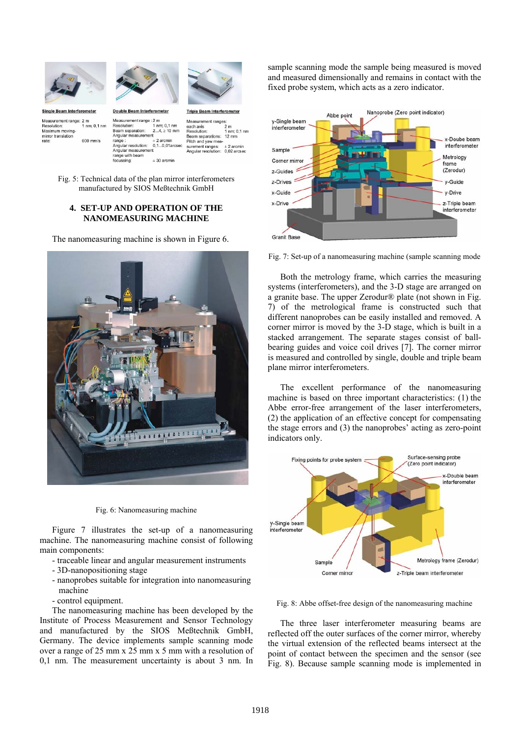Fig. 5: Technical data of the plan mirror interferometers manufactured by SIOS Meßtechnik GmbH

## 4. SET-UP AND OPERATION OF THE NANOMEASURING MACHINE

The nanomeasuring machine is shown in Figure 6.

Fig. 6: Nanomeasuring machine

Figure 7 illustrates the set-up of a nanomeasuring machine. The nanomeasuring machine consist of following main components:

- traceable linear and angular measurement instruments
- 3D-nanopositioning stage
- nanoprobes suitable for integration into nanomeasuring machine
- control equipment.

The nanomeasuring machine has been developed by the Institute of Process Measurement and Sensor Technology and manufactured by the SIOS Meßtechnik GmbH, Germany. The device implements sample scanning mode over a range of 25 mm x 25 mm x 5 mm with a resolution of 0,1 nm. The measurement uncertainty is about 3 nm. In sample scanning mode the sample being measured is moved and measured dimensionally and remains in contact with the fixed probe system, which acts as a zero indicator.

Fig. 7: Set-up of a nanomeasuring machine (sample scanning mode

Both the metrology frame, which carries the measuring systems (interferometers), and the 3-D stage are arranged on a granite base. The upper Zerodur® plate (not shown in Fig. 7) of the metrological frame is constructed such that different nanoprobes can be easily installed and removed. A corner mirror is moved by the 3-D stage, which is built in a stacked arrangement. The separate stages consist of ball-bearing guides and voice coil drives [7]. The corner mirror is measured and controlled by single, double and triple beam plane mirror interferometers.

The excellent performance of the nanomeasuring machine is based on three important characteristics: (1) the Abbe error-free arrangement of the laser interferometers, (2) the application of an effective concept for compensating the stage errors and (3) the nanoprobes' acting as zero-point indicators only.

Fig. 8: Abbe offset-free design of the nanomeasuring machine

The three laser interferometer measuring beams are reflected off the outer surfaces of the corner mirror, whereby the virtual extension of the reflected beams intersect at the point of contact between the specimen and the sensor (see Fig. 8). Because sample scanning mode is implemented in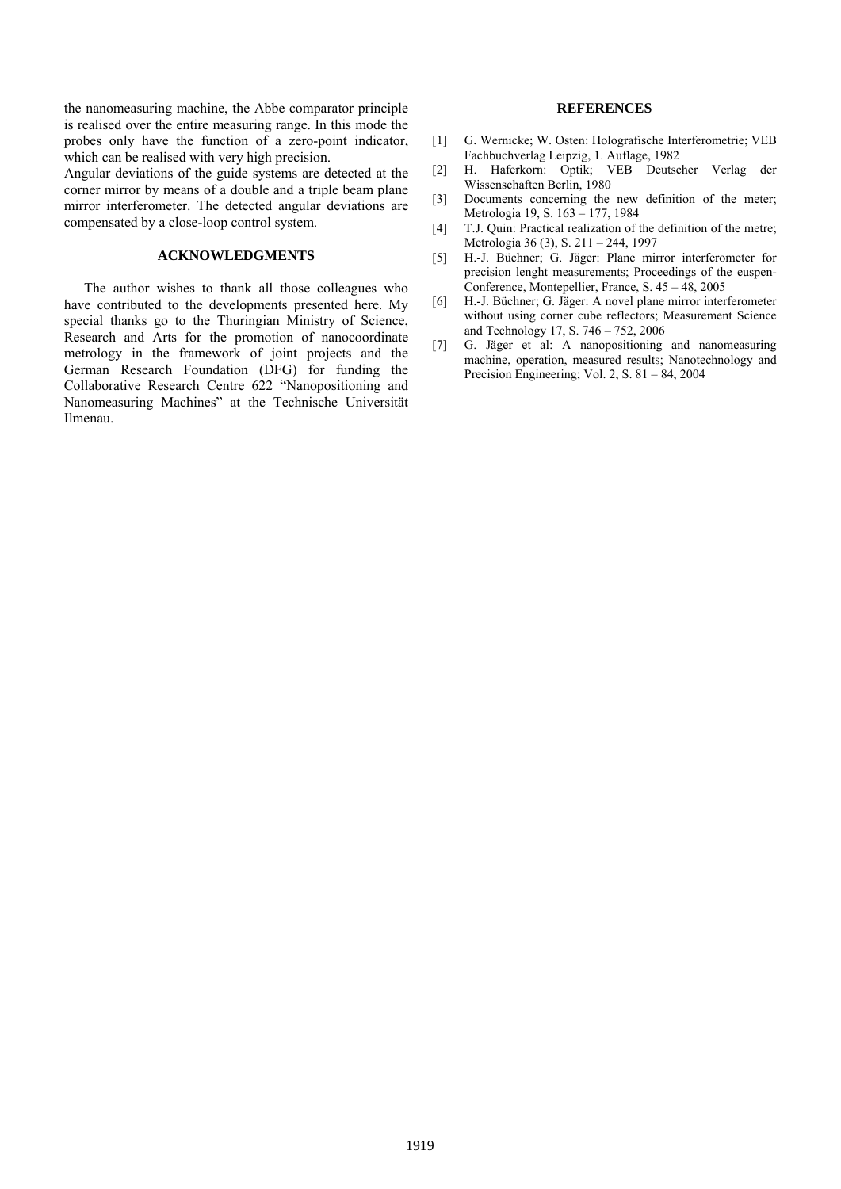the nanomeasuring machine, the Abbe comparator principle is realised over the entire measuring range. In this mode the probes only have the function of a zero-point indicator, which can be realised with very high precision.

Angular deviations of the guide systems are detected at the corner mirror by means of a double and a triple beam plane mirror interferometer. The detected angular deviations are compensated by a close-loop control system.

## ACKNOWLEDGMENTS

The author wishes to thank all those colleagues who have contributed to the developments presented here. My special thanks go to the Thuringian Ministry of Science, Research and Arts for the promotion of nanocoordinate metrology in the framework of joint projects and the German Research Foundation (DFG) for funding the Collaborative Research Centre 622 "Nanopositioning and Nanomeasuring Machines" at the Technische Universität Ilmenau.

## REFERENCES

[1] G. Wernicke; W. Osten: Holografische Interferometrie; VEB Fachbuchverlag Leipzig, 1. Auflage, 1982

[2] H. Haferkorn: Optik; VEB Deutscher Verlag der Wissenschaften Berlin, 1980

[3] Documents concerning the new definition of the meter; Metrologia 19, S. 163 – 177, 1984

[4] T.J. Quin: Practical realization of the definition of the metre; Metrologia 36 (3), S. 211 – 244, 1997

[5] H.-J. Büchner; G. Jäger: Plane mirror interferometer for precision lenght measurements; Proceedings of the euspen-Conference, Montepellier, France, S. 45 – 48, 2005

[6] H.-J. Büchner; G. Jäger: A novel plane mirror interferometer without using corner cube reflectors; Measurement Science and Technology 17, S. 746 – 752, 2006

[7] G. Jäger et al: A nanopositioning and nanomeasuring machine, operation, measured results; Nanotechnology and Precision Engineering; Vol. 2, S. 81 – 84, 2004